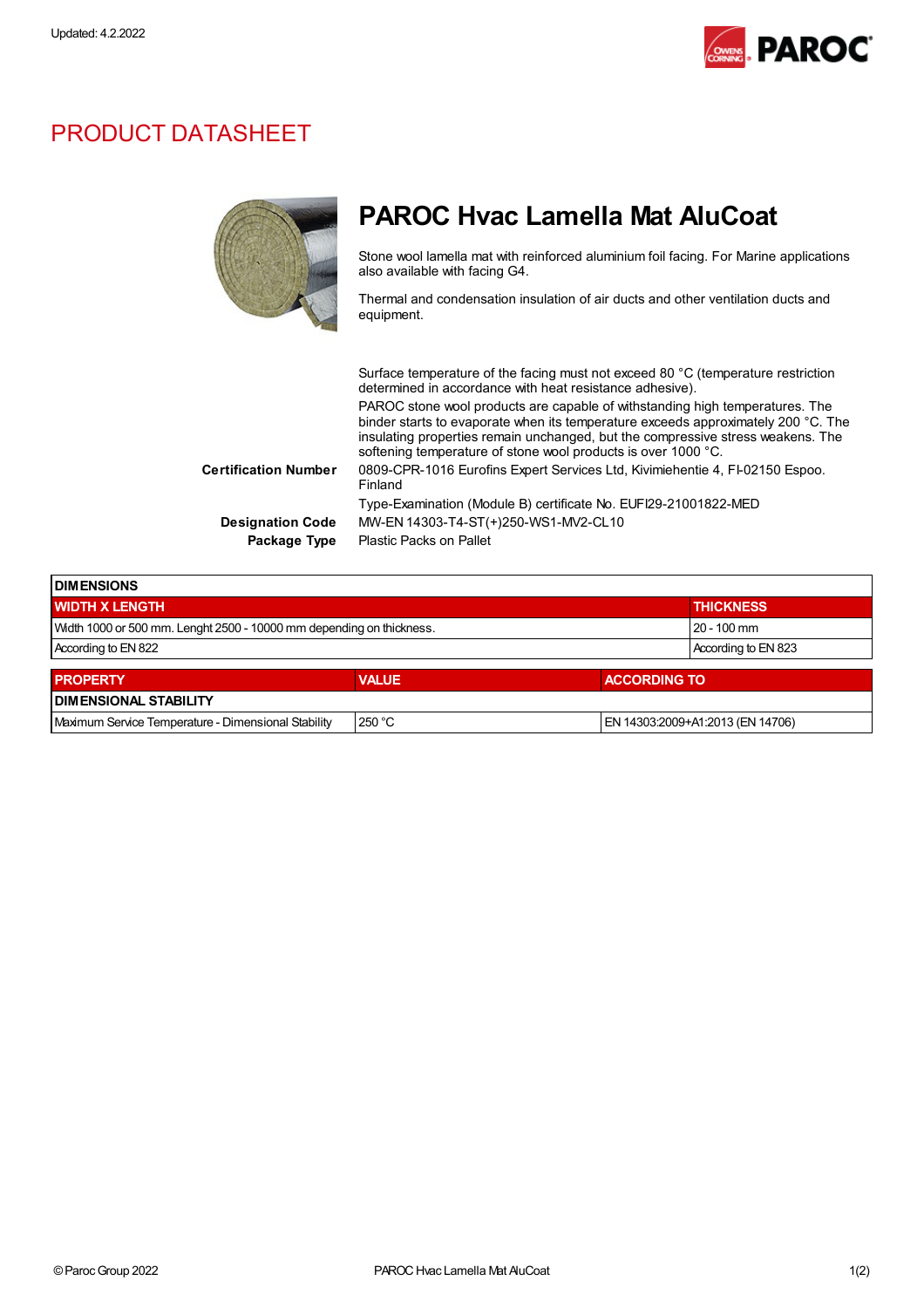Updated: 4.2.2022

# PRODUCT DATASHEET

## PAROC Hvac Lamella Mat AluCoat

Stone wool lamella mat with reinforced aluminium foil facing. For Marine applications also available with facing G4.

Thermal and condensation insulation of air ducts and other ventilation ducts and equipment.

Surface temperature of the facing must not exceed 80 °C (temperature restriction determined in accordance with heat resistance adhesive).

PAROC stone wool products are capable of withstanding high temperatures. The binder starts to evaporate when its temperature exceeds approximately 200 °C. The insulating properties remain unchanged, but the compressive stress weakens. The softening temperature of stone wool products is over 1000 °C.

**Certification Number** 0809-CPR-1016 Eurofins Expert Services Ltd, Kivimiehentie 4, FI-02150 Espoo. Finland

Type-Examination (Module B) certificate No. EUFI29-21001822-MED

**Designation Code** MW-EN 14303-T4-ST(+)250-WS1-MV2-CL10

**Package Type** Plastic Packs on Pallet

| DIMENSIONS | |
|---|---|
| **WIDTH X LENGTH** | **THICKNESS** |
| Width 1000 or 500 mm. Lenght 2500 - 10000 mm depending on thickness. | 20 - 100 mm |
| According to EN 822 | According to EN 823 |

| PROPERTY | VALUE | ACCORDING TO |
|---|---|---|
| **DIMENSIONAL STABILITY** | | |
| Maximum Service Temperature - Dimensional Stability | 250 °C | EN 14303:2009+A1:2013 (EN 14706) |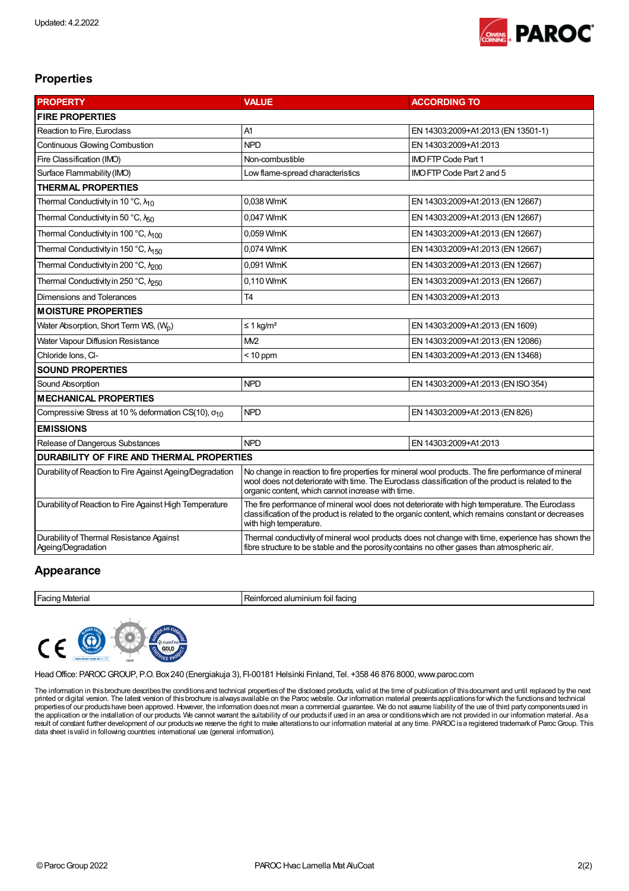Updated: 4.2.2022

## Properties

| PROPERTY | VALUE | ACCORDING TO |
|---|---|---|
| **FIRE PROPERTIES** | | |
| Reaction to Fire, Euroclass | A1 | EN 14303:2009+A1:2013 (EN 13501-1) |
| Continuous Glowing Combustion | NPD | EN 14303:2009+A1:2013 |
| Fire Classification (IMO) | Non-combustible | IMO FTP Code Part 1 |
| Surface Flammability (IMO) | Low flame-spread characteristics | IMO FTP Code Part 2 and 5 |
| **THERMAL PROPERTIES** | | |
| Thermal Conductivity in 10 °C, $\lambda_{10}$ | 0,038 W/mK | EN 14303:2009+A1:2013 (EN 12667) |
| Thermal Conductivity in 50 °C, $\lambda_{50}$ | 0,047 W/mK | EN 14303:2009+A1:2013 (EN 12667) |
| Thermal Conductivity in 100 °C, $\lambda_{100}$ | 0,059 W/mK | EN 14303:2009+A1:2013 (EN 12667) |
| Thermal Conductivity in 150 °C, $\lambda_{150}$ | 0,074 W/mK | EN 14303:2009+A1:2013 (EN 12667) |
| Thermal Conductivity in 200 °C, $\lambda_{200}$ | 0,091 W/mK | EN 14303:2009+A1:2013 (EN 12667) |
| Thermal Conductivity in 250 °C, $\lambda_{250}$ | 0,110 W/mK | EN 14303:2009+A1:2013 (EN 12667) |
| Dimensions and Tolerances | T4 | EN 14303:2009+A1:2013 |
| **MOISTURE PROPERTIES** | | |
| Water Absorption, Short Term WS, ($W_p$) | ≤ 1 kg/m² | EN 14303:2009+A1:2013 (EN 1609) |
| Water Vapour Diffusion Resistance | MV2 | EN 14303:2009+A1:2013 (EN 12086) |
| Chloride Ions, Cl- | < 10 ppm | EN 14303:2009+A1:2013 (EN 13468) |
| **SOUND PROPERTIES** | | |
| Sound Absorption | NPD | EN 14303:2009+A1:2013 (EN ISO 354) |
| **MECHANICAL PROPERTIES** | | |
| Compressive Stress at 10 % deformation CS(10), $\sigma_{10}$ | NPD | EN 14303:2009+A1:2013 (EN 826) |
| **EMISSIONS** | | |
| Release of Dangerous Substances | NPD | EN 14303:2009+A1:2013 |
| **DURABILITY OF FIRE AND THERMAL PROPERTIES** | | |
| Durability of Reaction to Fire Against Ageing/Degradation | No change in reaction to fire properties for mineral wool products. The fire performance of mineral wool does not deteriorate with time. The Euroclass classification of the product is related to the organic content, which cannot increase with time. | |
| Durability of Reaction to Fire Against High Temperature | The fire performance of mineral wool does not deteriorate with high temperature. The Euroclass classification of the product is related to the organic content, which remains constant or decreases with high temperature. | |
| Durability of Thermal Resistance Against Ageing/Degradation | Thermal conductivity of mineral wool products does not change with time, experience has shown the fibre structure to be stable and the porosity contains no other gases than atmospheric air. | |

## Appearance

| | |
|---|---|
| Facing Material | Reinforced aluminium foil facing |

Head Office: PAROC GROUP, P.O. Box 240 (Energiakuja 3), FI-00181 Helsinki Finland, Tel. +358 46 876 8000, www.paroc.com

The information in this brochure describes the conditions and technical properties of the disclosed products, valid at the time of publication of this document and until replaced by the next printed or digital version. The latest version of this brochure is always available on the Paroc website. Our information material presents applications for which the functions and technical properties of our products have been approved. However, the information does not mean a commercial guarantee. We do not assume liability of the use of third party components used in the application or the installation of our products. We cannot warrant the suitability of our products if used in an area or conditions which are not provided in our information material. As a result of constant further development of our products we reserve the right to make alterations to our information material at any time. PAROC is a registered trademark of Paroc Group. This data sheet is valid in following countries: international use (general information).

© Paroc Group 2022 PAROC Hvac Lamella Mat AluCoat